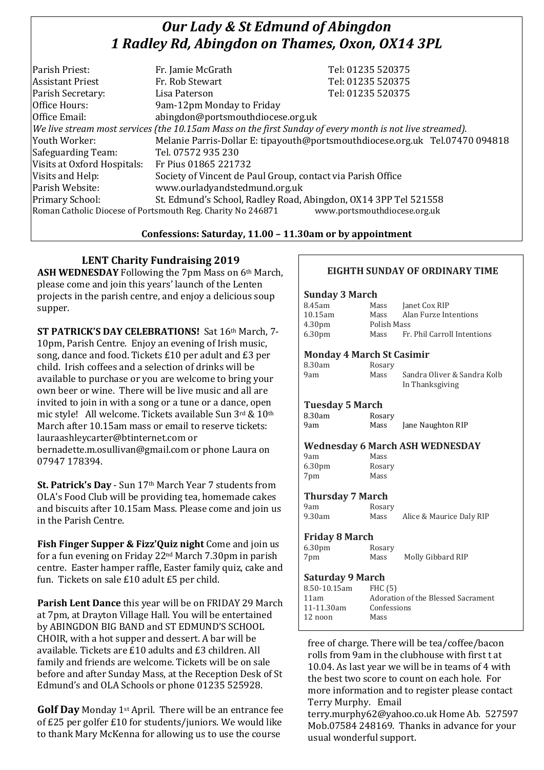# *Our Lady & St Edmund of Abingdon*
# *1 Radley Rd, Abingdon on Thames, Oxon, OX14 3PL*

| | | |
|---|---|---|
| Parish Priest: | Fr. Jamie McGrath | Tel: 01235 520375 |
| Assistant Priest | Fr. Rob Stewart | Tel: 01235 520375 |
| Parish Secretary: | Lisa Paterson | Tel: 01235 520375 |
| Office Hours: | 9am-12pm Monday to Friday | |
| Office Email: | abingdon@portsmouthdiocese.org.uk | |

*We live stream most services (the 10.15am Mass on the first Sunday of every month is not live streamed).*

| | |
|---|---|
| Youth Worker: | Melanie Parris-Dollar E: tipayouth@portsmouthdiocese.org.uk Tel.07470 094818 |
| Safeguarding Team: | Tel. 07572 935 230 |
| Visits at Oxford Hospitals: | Fr Pius 01865 221732 |
| Visits and Help: | Society of Vincent de Paul Group, contact via Parish Office |
| Parish Website: | www.ourladyandstedmund.org.uk |
| Primary School: | St. Edmund's School, Radley Road, Abingdon, OX14 3PP Tel 521558 |

Roman Catholic Diocese of Portsmouth Reg. Charity No 246871 www.portsmouthdiocese.org.uk

**Confessions: Saturday, 11.00 – 11.30am or by appointment**

## LENT Charity Fundraising 2019

**ASH WEDNESDAY** Following the 7pm Mass on 6th March, please come and join this years' launch of the Lenten projects in the parish centre, and enjoy a delicious soup supper.

**ST PATRICK'S DAY CELEBRATIONS!** Sat 16th March, 7-10pm, Parish Centre. Enjoy an evening of Irish music, song, dance and food. Tickets £10 per adult and £3 per child. Irish coffees and a selection of drinks will be available to purchase or you are welcome to bring your own beer or wine. There will be live music and all are invited to join in with a song or a tune or a dance, open mic style! All welcome. Tickets available Sun 3rd & 10th March after 10.15am mass or email to reserve tickets: lauraashleycarter@btinternet.com or bernadette.m.osullivan@gmail.com or phone Laura on 07947 178394.

**St. Patrick's Day** - Sun 17th March Year 7 students from OLA's Food Club will be providing tea, homemade cakes and biscuits after 10.15am Mass. Please come and join us in the Parish Centre.

**Fish Finger Supper & Fizz'Quiz night** Come and join us for a fun evening on Friday 22nd March 7.30pm in parish centre. Easter hamper raffle, Easter family quiz, cake and fun. Tickets on sale £10 adult £5 per child.

**Parish Lent Dance** this year will be on FRIDAY 29 March at 7pm, at Drayton Village Hall. You will be entertained by ABINGDON BIG BAND and ST EDMUND'S SCHOOL CHOIR, with a hot supper and dessert. A bar will be available. Tickets are £10 adults and £3 children. All family and friends are welcome. Tickets will be on sale before and after Sunday Mass, at the Reception Desk of St Edmund's and OLA Schools or phone 01235 525928.

**Golf Day** Monday 1st April. There will be an entrance fee of £25 per golfer £10 for students/juniors. We would like to thank Mary McKenna for allowing us to use the course free of charge. There will be tea/coffee/bacon rolls from 9am in the clubhouse with first t at 10.04. As last year we will be in teams of 4 with the best two score to count on each hole. For more information and to register please contact Terry Murphy. Email terry.murphy62@yahoo.co.uk Home Ab. 527597 Mob.07584 248169. Thanks in advance for your usual wonderful support.

## EIGHTH SUNDAY OF ORDINARY TIME

### Sunday 3 March

| | | |
|---|---|---|
| 8.45am | Mass | Janet Cox RIP |
| 10.15am | Mass | Alan Furze Intentions |
| 4.30pm | Polish Mass | |
| 6.30pm | Mass | Fr. Phil Carroll Intentions |

### Monday 4 March St Casimir

| | | |
|---|---|---|
| 8.30am | Rosary | |
| 9am | Mass | Sandra Oliver & Sandra Kolb In Thanksgiving |

### Tuesday 5 March

| | | |
|---|---|---|
| 8.30am | Rosary | |
| 9am | Mass | Jane Naughton RIP |

### Wednesday 6 March ASH WEDNESDAY

| | | |
|---|---|---|
| 9am | Mass | |
| 6.30pm | Rosary | |
| 7pm | Mass | |

### Thursday 7 March

| | | |
|---|---|---|
| 9am | Rosary | |
| 9.30am | Mass | Alice & Maurice Daly RIP |

### Friday 8 March

| | | |
|---|---|---|
| 6.30pm | Rosary | |
| 7pm | Mass | Molly Gibbard RIP |

### Saturday 9 March

| | |
|---|---|
| 8.50-10.15am | FHC (5) |
| 11am | Adoration of the Blessed Sacrament |
| 11-11.30am | Confessions |
| 12 noon | Mass |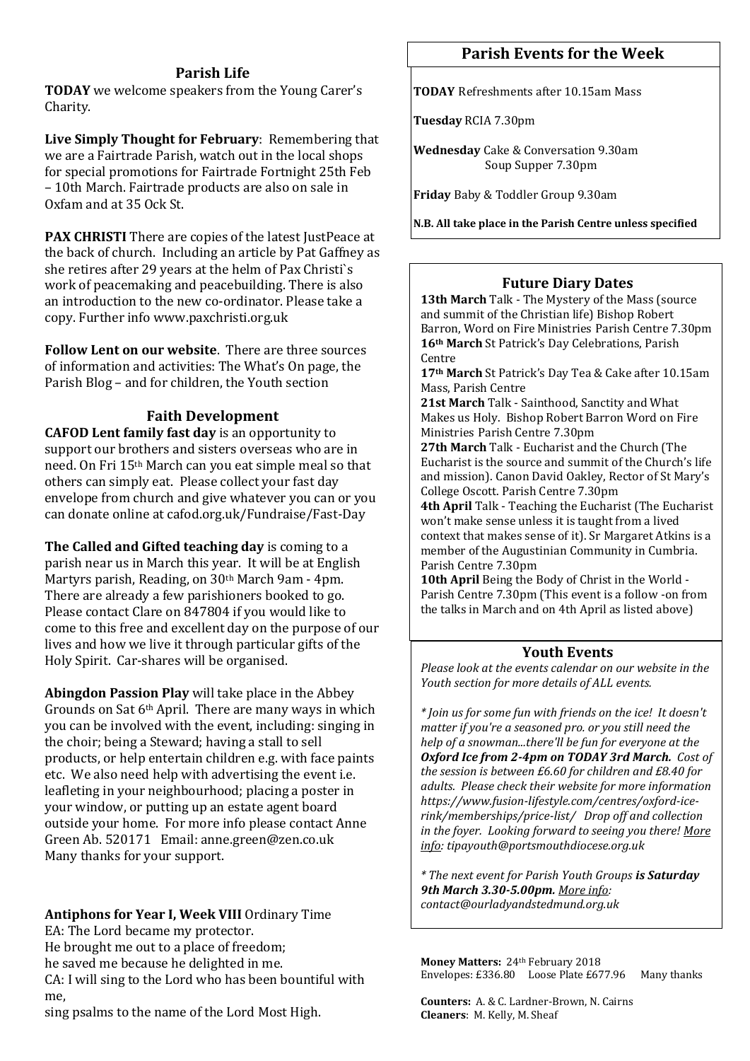## Parish Life

**TODAY** we welcome speakers from the Young Carer's Charity.

**Live Simply Thought for February**: Remembering that we are a Fairtrade Parish, watch out in the local shops for special promotions for Fairtrade Fortnight 25th Feb – 10th March. Fairtrade products are also on sale in Oxfam and at 35 Ock St.

**PAX CHRISTI** There are copies of the latest JustPeace at the back of church. Including an article by Pat Gaffney as she retires after 29 years at the helm of Pax Christi`s work of peacemaking and peacebuilding. There is also an introduction to the new co-ordinator. Please take a copy. Further info www.paxchristi.org.uk

**Follow Lent on our website**. There are three sources of information and activities: The What's On page, the Parish Blog – and for children, the Youth section

## Faith Development

**CAFOD Lent family fast day** is an opportunity to support our brothers and sisters overseas who are in need. On Fri 15th March can you eat simple meal so that others can simply eat. Please collect your fast day envelope from church and give whatever you can or you can donate online at cafod.org.uk/Fundraise/Fast-Day

**The Called and Gifted teaching day** is coming to a parish near us in March this year. It will be at English Martyrs parish, Reading, on 30th March 9am - 4pm. There are already a few parishioners booked to go. Please contact Clare on 847804 if you would like to come to this free and excellent day on the purpose of our lives and how we live it through particular gifts of the Holy Spirit. Car-shares will be organised.

**Abingdon Passion Play** will take place in the Abbey Grounds on Sat 6th April. There are many ways in which you can be involved with the event, including: singing in the choir; being a Steward; having a stall to sell products, or help entertain children e.g. with face paints etc. We also need help with advertising the event i.e. leafleting in your neighbourhood; placing a poster in your window, or putting up an estate agent board outside your home. For more info please contact Anne Green Ab. 520171 Email: anne.green@zen.co.uk
Many thanks for your support.

**Antiphons for Year I, Week VIII** Ordinary Time
EA: The Lord became my protector.
He brought me out to a place of freedom;
he saved me because he delighted in me.
CA: I will sing to the Lord who has been bountiful with me,
sing psalms to the name of the Lord Most High.

## Parish Events for the Week

**TODAY** Refreshments after 10.15am Mass

**Tuesday** RCIA 7.30pm

**Wednesday** Cake & Conversation 9.30am
Soup Supper 7.30pm

**Friday** Baby & Toddler Group 9.30am

**N.B. All take place in the Parish Centre unless specified**

## Future Diary Dates

**13th March** Talk - The Mystery of the Mass (source and summit of the Christian life) Bishop Robert Barron, Word on Fire Ministries Parish Centre 7.30pm
**16th March** St Patrick's Day Celebrations, Parish Centre
**17th March** St Patrick's Day Tea & Cake after 10.15am Mass, Parish Centre
**21st March** Talk - Sainthood, Sanctity and What Makes us Holy. Bishop Robert Barron Word on Fire Ministries Parish Centre 7.30pm
**27th March** Talk - Eucharist and the Church (The Eucharist is the source and summit of the Church's life and mission). Canon David Oakley, Rector of St Mary's College Oscott. Parish Centre 7.30pm
**4th April** Talk - Teaching the Eucharist (The Eucharist won't make sense unless it is taught from a lived context that makes sense of it). Sr Margaret Atkins is a member of the Augustinian Community in Cumbria. Parish Centre 7.30pm
**10th April** Being the Body of Christ in the World - Parish Centre 7.30pm (This event is a follow -on from the talks in March and on 4th April as listed above)

## Youth Events

*Please look at the events calendar on our website in the Youth section for more details of ALL events.*

*\* Join us for some fun with friends on the ice! It doesn't matter if you're a seasoned pro. or you still need the help of a snowman...there'll be fun for everyone at the* ***Oxford Ice from 2-4pm on TODAY 3rd March.*** *Cost of the session is between £6.60 for children and £8.40 for adults. Please check their website for more information https://www.fusion-lifestyle.com/centres/oxford-ice-rink/memberships/price-list/ Drop off and collection in the foyer. Looking forward to seeing you there! More info: tipayouth@portsmouthdiocese.org.uk*

*\* The next event for Parish Youth Groups* ***is Saturday 9th March 3.30-5.00pm.*** *More info: contact@ourladyandstedmund.org.uk*

**Money Matters:** 24th February 2018
Envelopes: £336.80 Loose Plate £677.96 Many thanks

**Counters:** A. & C. Lardner-Brown, N. Cairns
**Cleaners**: M. Kelly, M. Sheaf